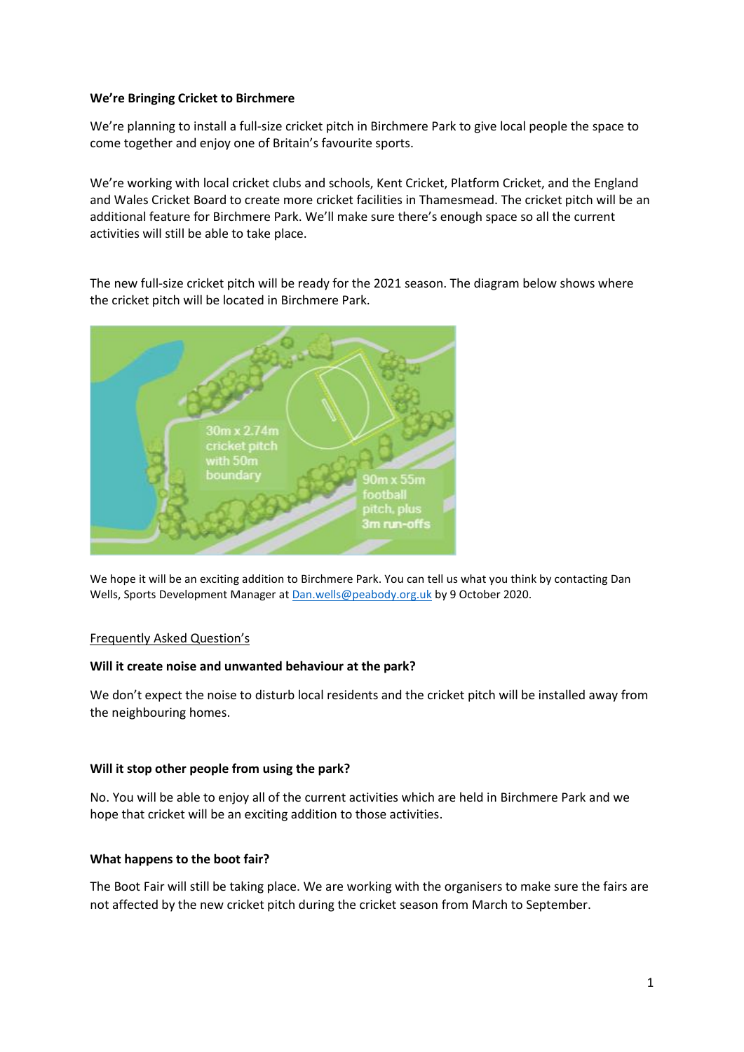**We're Bringing Cricket to Birchmere**

We're planning to install a full-size cricket pitch in Birchmere Park to give local people the space to come together and enjoy one of Britain's favourite sports.

We're working with local cricket clubs and schools, Kent Cricket, Platform Cricket, and the England and Wales Cricket Board to create more cricket facilities in Thamesmead. The cricket pitch will be an additional feature for Birchmere Park. We'll make sure there's enough space so all the current activities will still be able to take place.

The new full-size cricket pitch will be ready for the 2021 season. The diagram below shows where the cricket pitch will be located in Birchmere Park.

30m x 2.74m cricket pitch with 50m boundary

90m x 55m football pitch, plus 3m run-offs

We hope it will be an exciting addition to Birchmere Park. You can tell us what you think by contacting Dan Wells, Sports Development Manager at Dan.wells@peabody.org.uk by 9 October 2020.

Frequently Asked Question's

**Will it create noise and unwanted behaviour at the park?**

We don't expect the noise to disturb local residents and the cricket pitch will be installed away from the neighbouring homes.

**Will it stop other people from using the park?**

No. You will be able to enjoy all of the current activities which are held in Birchmere Park and we hope that cricket will be an exciting addition to those activities.

**What happens to the boot fair?**

The Boot Fair will still be taking place. We are working with the organisers to make sure the fairs are not affected by the new cricket pitch during the cricket season from March to September.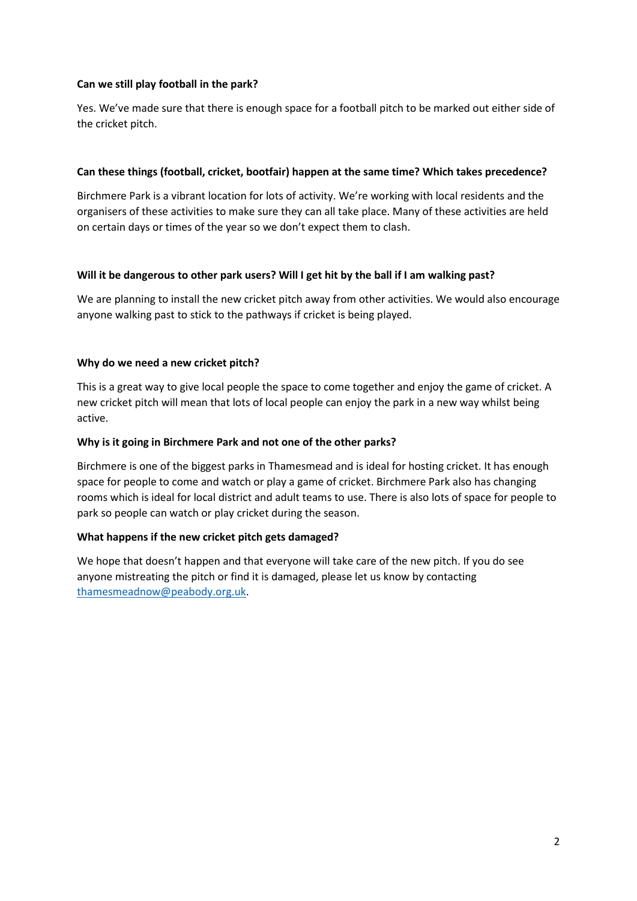**Can we still play football in the park?**

Yes. We've made sure that there is enough space for a football pitch to be marked out either side of the cricket pitch.

**Can these things (football, cricket, bootfair) happen at the same time? Which takes precedence?**

Birchmere Park is a vibrant location for lots of activity. We're working with local residents and the organisers of these activities to make sure they can all take place. Many of these activities are held on certain days or times of the year so we don't expect them to clash.

**Will it be dangerous to other park users? Will I get hit by the ball if I am walking past?**

We are planning to install the new cricket pitch away from other activities. We would also encourage anyone walking past to stick to the pathways if cricket is being played.

**Why do we need a new cricket pitch?**

This is a great way to give local people the space to come together and enjoy the game of cricket. A new cricket pitch will mean that lots of local people can enjoy the park in a new way whilst being active.

**Why is it going in Birchmere Park and not one of the other parks?**

Birchmere is one of the biggest parks in Thamesmead and is ideal for hosting cricket. It has enough space for people to come and watch or play a game of cricket. Birchmere Park also has changing rooms which is ideal for local district and adult teams to use. There is also lots of space for people to park so people can watch or play cricket during the season.

**What happens if the new cricket pitch gets damaged?**

We hope that doesn't happen and that everyone will take care of the new pitch. If you do see anyone mistreating the pitch or find it is damaged, please let us know by contacting [thamesmeadnow@peabody.org.uk](mailto:thamesmeadnow@peabody.org.uk).